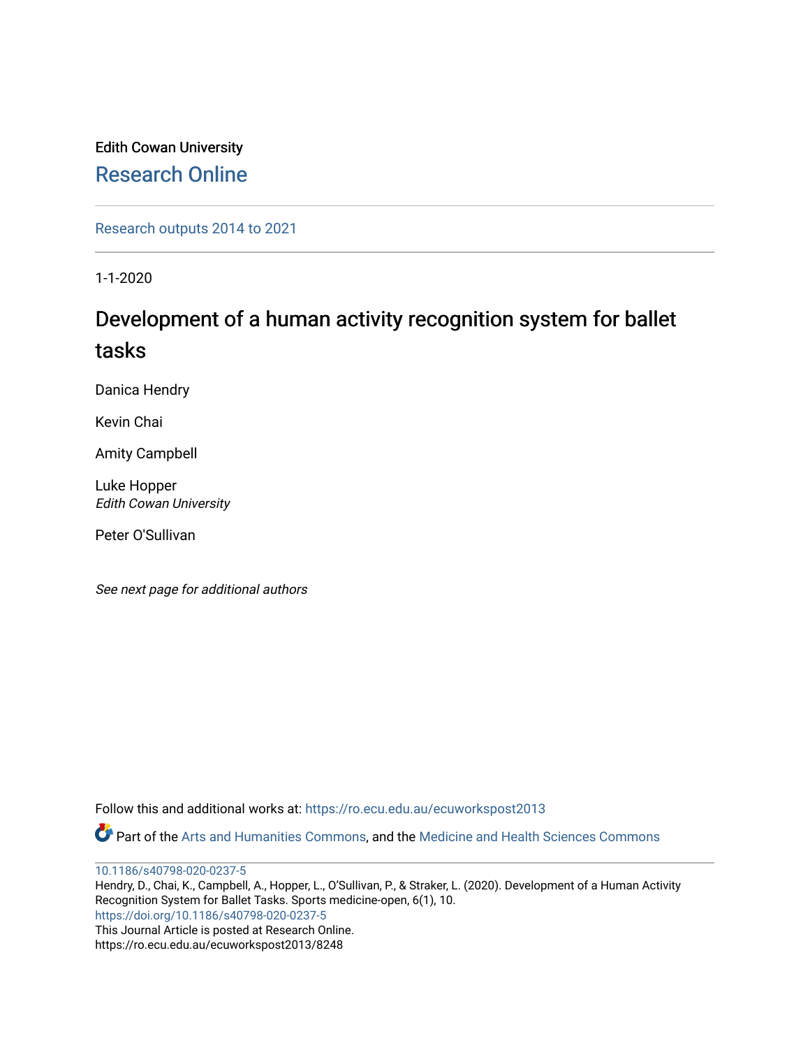Edith Cowan University

# Research Online

Research outputs 2014 to 2021

1-1-2020

## Development of a human activity recognition system for ballet tasks

Danica Hendry

Kevin Chai

Amity Campbell

Luke Hopper
*Edith Cowan University*

Peter O'Sullivan

*See next page for additional authors*

Follow this and additional works at: https://ro.ecu.edu.au/ecuworkspost2013

Part of the Arts and Humanities Commons, and the Medicine and Health Sciences Commons

10.1186/s40798-020-0237-5
Hendry, D., Chai, K., Campbell, A., Hopper, L., O'Sullivan, P., & Straker, L. (2020). Development of a Human Activity Recognition System for Ballet Tasks. Sports medicine-open, 6(1), 10.
https://doi.org/10.1186/s40798-020-0237-5
This Journal Article is posted at Research Online.
https://ro.ecu.edu.au/ecuworkspost2013/8248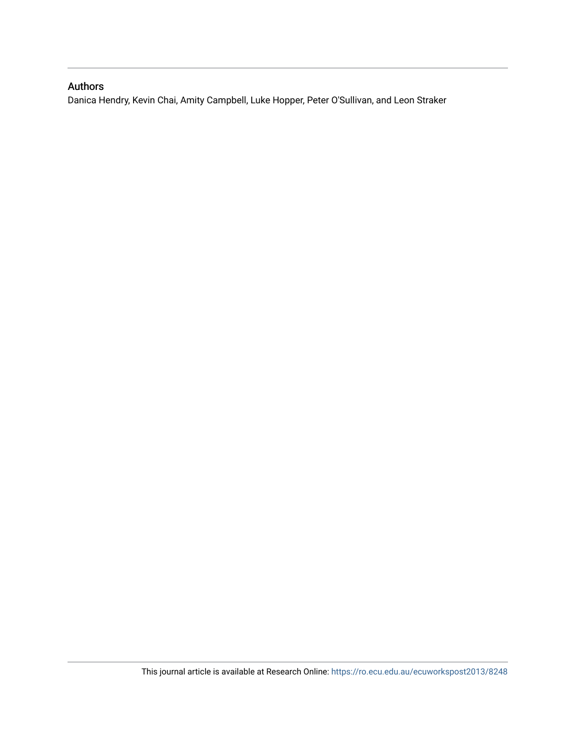## Authors

Danica Hendry, Kevin Chai, Amity Campbell, Luke Hopper, Peter O'Sullivan, and Leon Straker

This journal article is available at Research Online: https://ro.ecu.edu.au/ecuworkspost2013/8248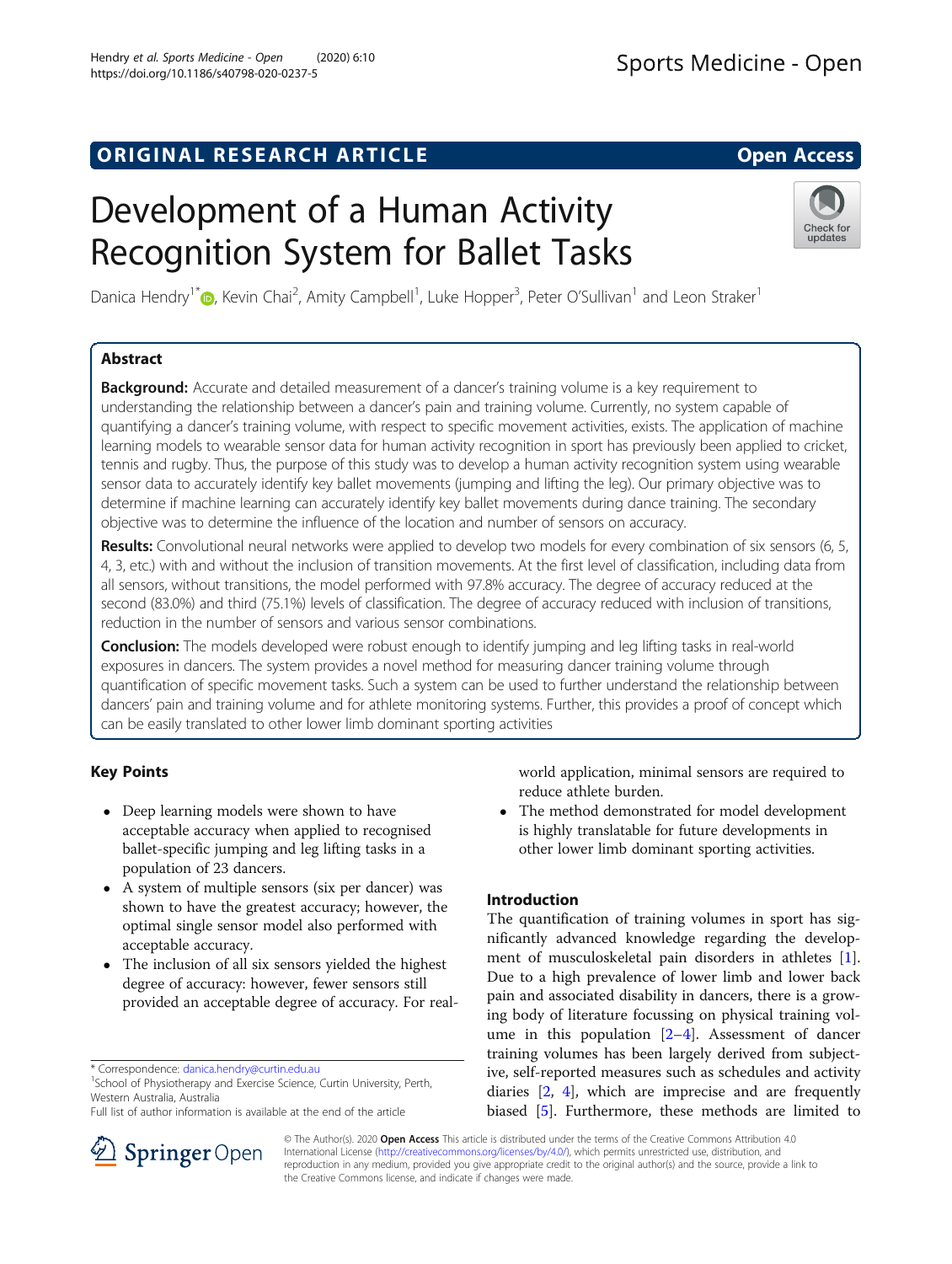# Development of a Human Activity Recognition System for Ballet Tasks

Danica Hendry[1*], Kevin Chai[2], Amity Campbell[1], Luke Hopper[3], Peter O'Sullivan[1] and Leon Straker[1]

## Abstract

**Background:** Accurate and detailed measurement of a dancer's training volume is a key requirement to understanding the relationship between a dancer's pain and training volume. Currently, no system capable of quantifying a dancer's training volume, with respect to specific movement activities, exists. The application of machine learning models to wearable sensor data for human activity recognition in sport has previously been applied to cricket, tennis and rugby. Thus, the purpose of this study was to develop a human activity recognition system using wearable sensor data to accurately identify key ballet movements (jumping and lifting the leg). Our primary objective was to determine if machine learning can accurately identify key ballet movements during dance training. The secondary objective was to determine the influence of the location and number of sensors on accuracy.

**Results:** Convolutional neural networks were applied to develop two models for every combination of six sensors (6, 5, 4, 3, etc.) with and without the inclusion of transition movements. At the first level of classification, including data from all sensors, without transitions, the model performed with 97.8% accuracy. The degree of accuracy reduced at the second (83.0%) and third (75.1%) levels of classification. The degree of accuracy reduced with inclusion of transitions, reduction in the number of sensors and various sensor combinations.

**Conclusion:** The models developed were robust enough to identify jumping and leg lifting tasks in real-world exposures in dancers. The system provides a novel method for measuring dancer training volume through quantification of specific movement tasks. Such a system can be used to further understand the relationship between dancers' pain and training volume and for athlete monitoring systems. Further, this provides a proof of concept which can be easily translated to other lower limb dominant sporting activities

## Key Points

- Deep learning models were shown to have acceptable accuracy when applied to recognised ballet-specific jumping and leg lifting tasks in a population of 23 dancers.
- A system of multiple sensors (six per dancer) was shown to have the greatest accuracy; however, the optimal single sensor model also performed with acceptable accuracy.
- The inclusion of all six sensors yielded the highest degree of accuracy: however, fewer sensors still provided an acceptable degree of accuracy. For real-world application, minimal sensors are required to reduce athlete burden.
- The method demonstrated for model development is highly translatable for future developments in other lower limb dominant sporting activities.

## Introduction

The quantification of training volumes in sport has significantly advanced knowledge regarding the development of musculoskeletal pain disorders in athletes [1]. Due to a high prevalence of lower limb and lower back pain and associated disability in dancers, there is a growing body of literature focussing on physical training volume in this population [2–4]. Assessment of dancer training volumes has been largely derived from subjective, self-reported measures such as schedules and activity diaries [2, 4], which are imprecise and are frequently biased [5]. Furthermore, these methods are limited to

\* Correspondence: danica.hendry@curtin.edu.au
[1]School of Physiotherapy and Exercise Science, Curtin University, Perth, Western Australia, Australia
Full list of author information is available at the end of the article

© The Author(s). 2020 **Open Access** This article is distributed under the terms of the Creative Commons Attribution 4.0 International License (http://creativecommons.org/licenses/by/4.0/), which permits unrestricted use, distribution, and reproduction in any medium, provided you give appropriate credit to the original author(s) and the source, provide a link to the Creative Commons license, and indicate if changes were made.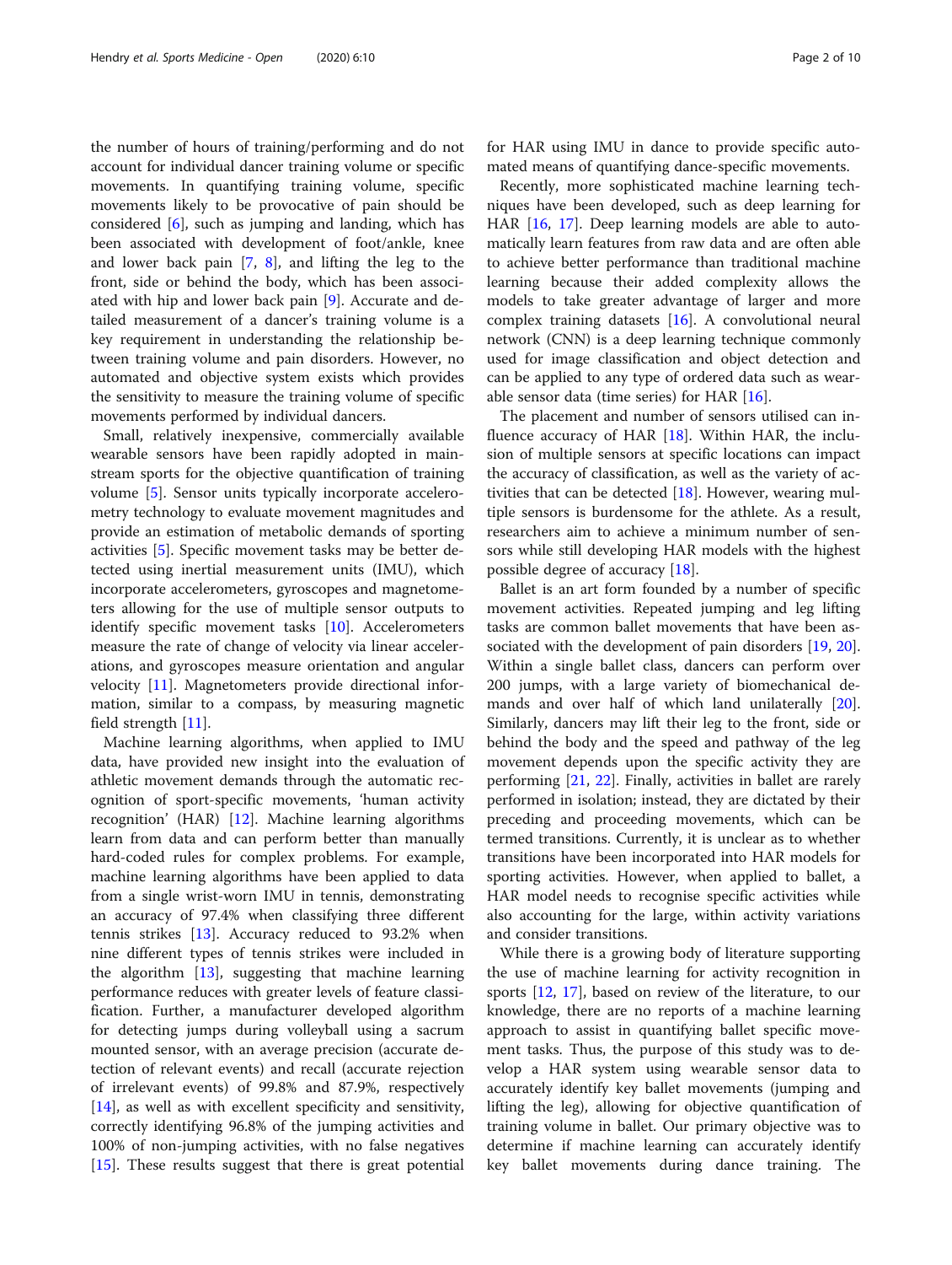the number of hours of training/performing and do not account for individual dancer training volume or specific movements. In quantifying training volume, specific movements likely to be provocative of pain should be considered [6], such as jumping and landing, which has been associated with development of foot/ankle, knee and lower back pain [7, 8], and lifting the leg to the front, side or behind the body, which has been associated with hip and lower back pain [9]. Accurate and detailed measurement of a dancer's training volume is a key requirement in understanding the relationship between training volume and pain disorders. However, no automated and objective system exists which provides the sensitivity to measure the training volume of specific movements performed by individual dancers.

Small, relatively inexpensive, commercially available wearable sensors have been rapidly adopted in mainstream sports for the objective quantification of training volume [5]. Sensor units typically incorporate accelerometry technology to evaluate movement magnitudes and provide an estimation of metabolic demands of sporting activities [5]. Specific movement tasks may be better detected using inertial measurement units (IMU), which incorporate accelerometers, gyroscopes and magnetometers allowing for the use of multiple sensor outputs to identify specific movement tasks [10]. Accelerometers measure the rate of change of velocity via linear accelerations, and gyroscopes measure orientation and angular velocity [11]. Magnetometers provide directional information, similar to a compass, by measuring magnetic field strength [11].

Machine learning algorithms, when applied to IMU data, have provided new insight into the evaluation of athletic movement demands through the automatic recognition of sport-specific movements, 'human activity recognition' (HAR) [12]. Machine learning algorithms learn from data and can perform better than manually hard-coded rules for complex problems. For example, machine learning algorithms have been applied to data from a single wrist-worn IMU in tennis, demonstrating an accuracy of 97.4% when classifying three different tennis strikes [13]. Accuracy reduced to 93.2% when nine different types of tennis strikes were included in the algorithm [13], suggesting that machine learning performance reduces with greater levels of feature classification. Further, a manufacturer developed algorithm for detecting jumps during volleyball using a sacrum mounted sensor, with an average precision (accurate detection of relevant events) and recall (accurate rejection of irrelevant events) of 99.8% and 87.9%, respectively [14], as well as with excellent specificity and sensitivity, correctly identifying 96.8% of the jumping activities and 100% of non-jumping activities, with no false negatives [15]. These results suggest that there is great potential for HAR using IMU in dance to provide specific automated means of quantifying dance-specific movements.

Recently, more sophisticated machine learning techniques have been developed, such as deep learning for HAR [16, 17]. Deep learning models are able to automatically learn features from raw data and are often able to achieve better performance than traditional machine learning because their added complexity allows the models to take greater advantage of larger and more complex training datasets [16]. A convolutional neural network (CNN) is a deep learning technique commonly used for image classification and object detection and can be applied to any type of ordered data such as wearable sensor data (time series) for HAR [16].

The placement and number of sensors utilised can influence accuracy of HAR [18]. Within HAR, the inclusion of multiple sensors at specific locations can impact the accuracy of classification, as well as the variety of activities that can be detected [18]. However, wearing multiple sensors is burdensome for the athlete. As a result, researchers aim to achieve a minimum number of sensors while still developing HAR models with the highest possible degree of accuracy [18].

Ballet is an art form founded by a number of specific movement activities. Repeated jumping and leg lifting tasks are common ballet movements that have been associated with the development of pain disorders [19, 20]. Within a single ballet class, dancers can perform over 200 jumps, with a large variety of biomechanical demands and over half of which land unilaterally [20]. Similarly, dancers may lift their leg to the front, side or behind the body and the speed and pathway of the leg movement depends upon the specific activity they are performing [21, 22]. Finally, activities in ballet are rarely performed in isolation; instead, they are dictated by their preceding and proceeding movements, which can be termed transitions. Currently, it is unclear as to whether transitions have been incorporated into HAR models for sporting activities. However, when applied to ballet, a HAR model needs to recognise specific activities while also accounting for the large, within activity variations and consider transitions.

While there is a growing body of literature supporting the use of machine learning for activity recognition in sports [12, 17], based on review of the literature, to our knowledge, there are no reports of a machine learning approach to assist in quantifying ballet specific movement tasks. Thus, the purpose of this study was to develop a HAR system using wearable sensor data to accurately identify key ballet movements (jumping and lifting the leg), allowing for objective quantification of training volume in ballet. Our primary objective was to determine if machine learning can accurately identify key ballet movements during dance training. The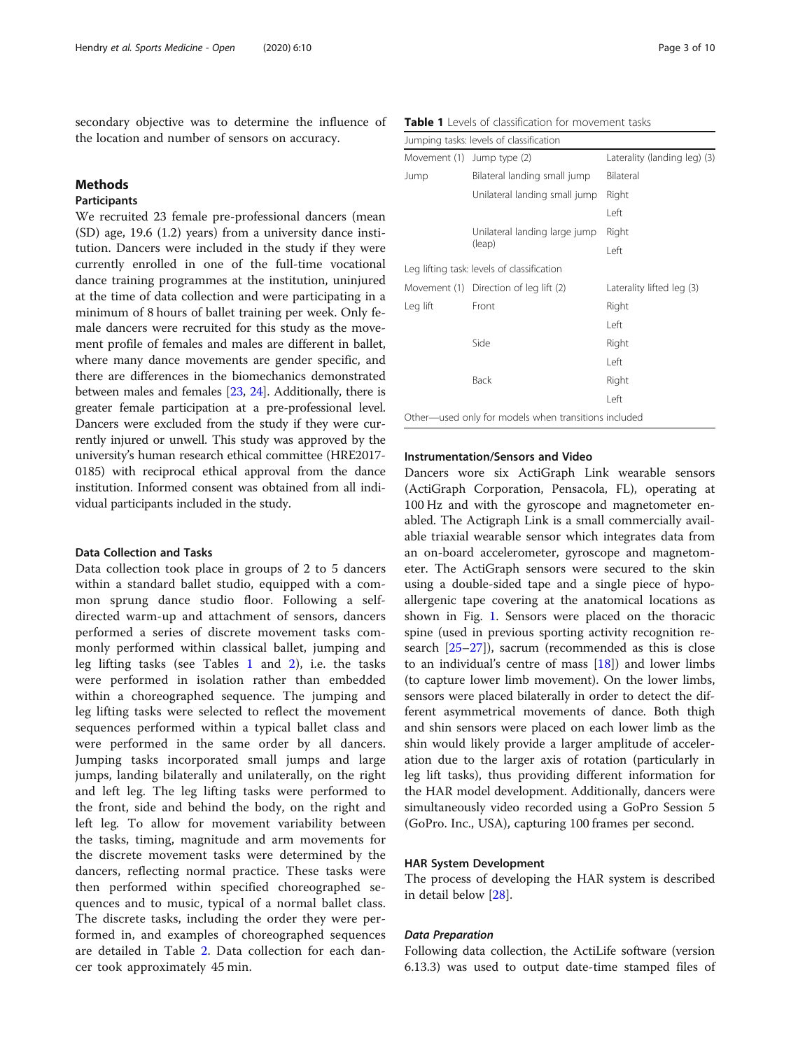secondary objective was to determine the influence of the location and number of sensors on accuracy.

## Methods

### Participants

We recruited 23 female pre-professional dancers (mean (SD) age, 19.6 (1.2) years) from a university dance institution. Dancers were included in the study if they were currently enrolled in one of the full-time vocational dance training programmes at the institution, uninjured at the time of data collection and were participating in a minimum of 8 hours of ballet training per week. Only female dancers were recruited for this study as the movement profile of females and males are different in ballet, where many dance movements are gender specific, and there are differences in the biomechanics demonstrated between males and females [23, 24]. Additionally, there is greater female participation at a pre-professional level. Dancers were excluded from the study if they were currently injured or unwell. This study was approved by the university's human research ethical committee (HRE2017-0185) with reciprocal ethical approval from the dance institution. Informed consent was obtained from all individual participants included in the study.

### Data Collection and Tasks

Data collection took place in groups of 2 to 5 dancers within a standard ballet studio, equipped with a common sprung dance studio floor. Following a self-directed warm-up and attachment of sensors, dancers performed a series of discrete movement tasks commonly performed within classical ballet, jumping and leg lifting tasks (see Tables 1 and 2), i.e. the tasks were performed in isolation rather than embedded within a choreographed sequence. The jumping and leg lifting tasks were selected to reflect the movement sequences performed within a typical ballet class and were performed in the same order by all dancers. Jumping tasks incorporated small jumps and large jumps, landing bilaterally and unilaterally, on the right and left leg. The leg lifting tasks were performed to the front, side and behind the body, on the right and left leg. To allow for movement variability between the tasks, timing, magnitude and arm movements for the discrete movement tasks were determined by the dancers, reflecting normal practice. These tasks were then performed within specified choreographed sequences and to music, typical of a normal ballet class. The discrete tasks, including the order they were performed in, and examples of choreographed sequences are detailed in Table 2. Data collection for each dancer took approximately 45 min.

**Table 1** Levels of classification for movement tasks

| Jumping tasks: levels of classification | | |
|---|---|---|
| Movement (1) | Jump type (2) | Laterality (landing leg) (3) |
| Jump | Bilateral landing small jump | Bilateral |
| | Unilateral landing small jump | Right |
| | | Left |
| | Unilateral landing large jump (leap) | Right |
| | | Left |
| **Leg lifting task: levels of classification** | | |
| Movement (1) | Direction of leg lift (2) | Laterality lifted leg (3) |
| Leg lift | Front | Right |
| | | Left |
| | Side | Right |
| | | Left |
| | Back | Right |
| | | Left |
| Other—used only for models when transitions included | | |

### Instrumentation/Sensors and Video

Dancers wore six ActiGraph Link wearable sensors (ActiGraph Corporation, Pensacola, FL), operating at 100 Hz and with the gyroscope and magnetometer enabled. The Actigraph Link is a small commercially available triaxial wearable sensor which integrates data from an on-board accelerometer, gyroscope and magnetometer. The ActiGraph sensors were secured to the skin using a double-sided tape and a single piece of hypoallergenic tape covering at the anatomical locations as shown in Fig. 1. Sensors were placed on the thoracic spine (used in previous sporting activity recognition research [25–27]), sacrum (recommended as this is close to an individual's centre of mass [18]) and lower limbs (to capture lower limb movement). On the lower limbs, sensors were placed bilaterally in order to detect the different asymmetrical movements of dance. Both thigh and shin sensors were placed on each lower limb as the shin would likely provide a larger amplitude of acceleration due to the larger axis of rotation (particularly in leg lift tasks), thus providing different information for the HAR model development. Additionally, dancers were simultaneously video recorded using a GoPro Session 5 (GoPro. Inc., USA), capturing 100 frames per second.

### HAR System Development

The process of developing the HAR system is described in detail below [28].

#### *Data Preparation*

Following data collection, the ActiLife software (version 6.13.3) was used to output date-time stamped files of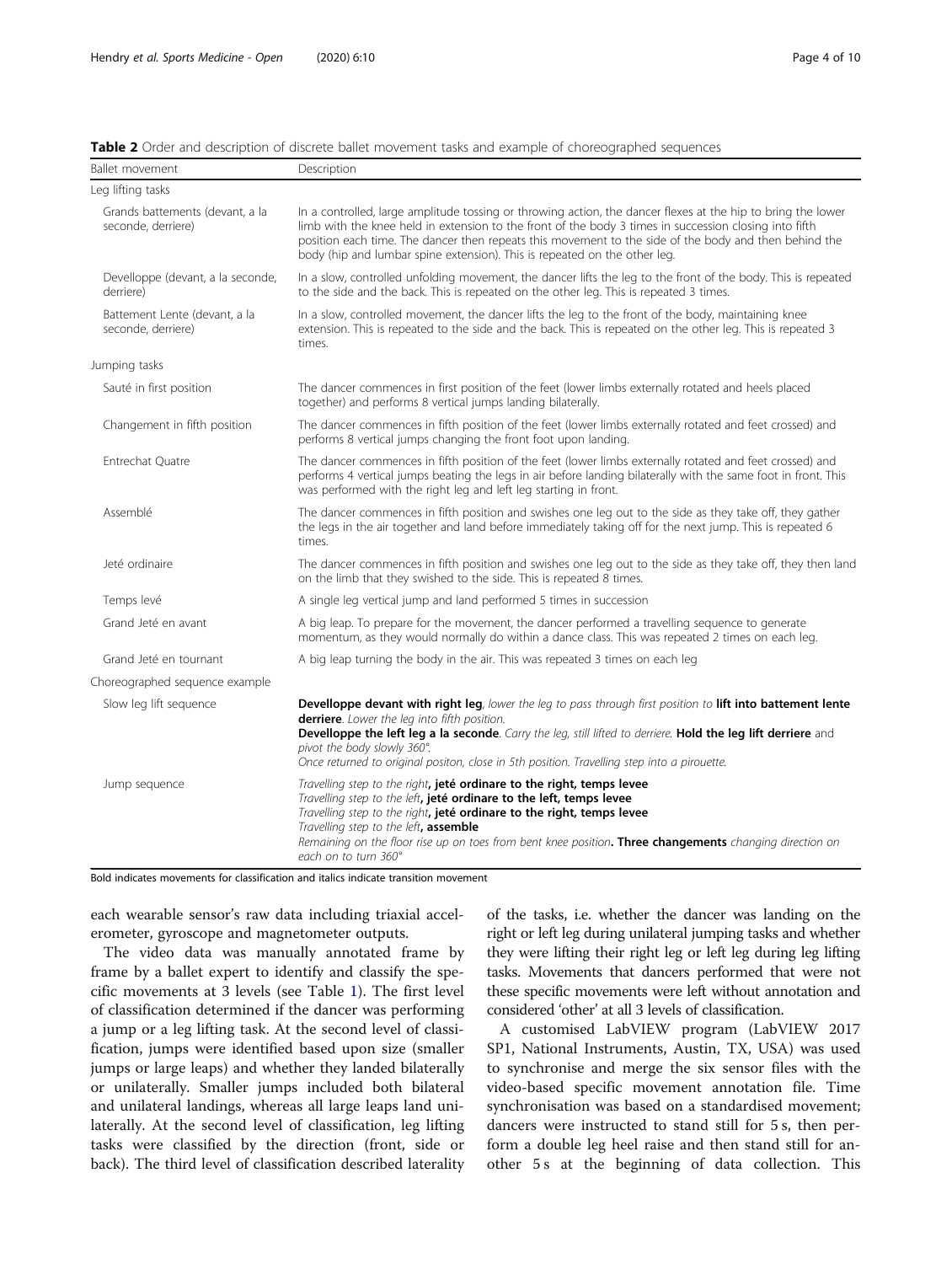**Table 2** Order and description of discrete ballet movement tasks and example of choreographed sequences

| Ballet movement | Description |
|---|---|
| Leg lifting tasks | |
| Grands battements (devant, a la seconde, derriere) | In a controlled, large amplitude tossing or throwing action, the dancer flexes at the hip to bring the lower limb with the knee held in extension to the front of the body 3 times in succession closing into fifth position each time. The dancer then repeats this movement to the side of the body and then behind the body (hip and lumbar spine extension). This is repeated on the other leg. |
| Developpe (devant, a la seconde, derriere) | In a slow, controlled unfolding movement, the dancer lifts the leg to the front of the body. This is repeated to the side and the back. This is repeated on the other leg. This is repeated 3 times. |
| Battement Lente (devant, a la seconde, derriere) | In a slow, controlled movement, the dancer lifts the leg to the front of the body, maintaining knee extension. This is repeated to the side and the back. This is repeated on the other leg. This is repeated 3 times. |
| Jumping tasks | |
| Sauté in first position | The dancer commences in first position of the feet (lower limbs externally rotated and heels placed together) and performs 8 vertical jumps landing bilaterally. |
| Changement in fifth position | The dancer commences in fifth position of the feet (lower limbs externally rotated and feet crossed) and performs 8 vertical jumps changing the front foot upon landing. |
| Entrechat Quatre | The dancer commences in fifth position of the feet (lower limbs externally rotated and feet crossed) and performs 4 vertical jumps beating the legs in air before landing bilaterally with the same foot in front. This was performed with the right leg and left leg starting in front. |
| Assemblé | The dancer commences in fifth position and swishes one leg out to the side as they take off, they gather the legs in the air together and land before immediately taking off for the next jump. This is repeated 6 times. |
| Jeté ordinaire | The dancer commences in fifth position and swishes one leg out to the side as they take off, they then land on the limb that they swished to the side. This is repeated 8 times. |
| Temps levé | A single leg vertical jump and land performed 5 times in succession |
| Grand Jeté en avant | A big leap. To prepare for the movement, the dancer performed a travelling sequence to generate momentum, as they would normally do within a dance class. This was repeated 2 times on each leg. |
| Grand Jeté en tournant | A big leap turning the body in the air. This was repeated 3 times on each leg |
| Choreographed sequence example | |
| Slow leg lift sequence | **Develloppe devant with right leg**, *lower the leg to pass through first position to* **lift into battement lente derriere**. *Lower the leg into fifth position.* **Develloppe the left leg a la seconde**. *Carry the leg, still lifted to derriere.* **Hold the leg lift derriere** and *pivot the body slowly 360°.* *Once returned to original positon, close in 5th position. Travelling step into a pirouette.* |
| Jump sequence | *Travelling step to the right*, **jeté ordinare to the right, temps levee** *Travelling step to the left*, **jeté ordinare to the left, temps levee** *Travelling step to the right*, **jeté ordinare to the right, temps levee** *Travelling step to the left*, **assemble** *Remaining on the floor rise up on toes from bent knee position*. **Three changements** *changing direction on each on to turn 360°* |

Bold indicates movements for classification and italics indicate transition movement

each wearable sensor's raw data including triaxial accelerometer, gyroscope and magnetometer outputs.

The video data was manually annotated frame by frame by a ballet expert to identify and classify the specific movements at 3 levels (see Table 1). The first level of classification determined if the dancer was performing a jump or a leg lifting task. At the second level of classification, jumps were identified based upon size (smaller jumps or large leaps) and whether they landed bilaterally or unilaterally. Smaller jumps included both bilateral and unilateral landings, whereas all large leaps land unilaterally. At the second level of classification, leg lifting tasks were classified by the direction (front, side or back). The third level of classification described laterality of the tasks, i.e. whether the dancer was landing on the right or left leg during unilateral jumping tasks and whether they were lifting their right leg or left leg during leg lifting tasks. Movements that dancers performed that were not these specific movements were left without annotation and considered 'other' at all 3 levels of classification.

A customised LabVIEW program (LabVIEW 2017 SP1, National Instruments, Austin, TX, USA) was used to synchronise and merge the six sensor files with the video-based specific movement annotation file. Time synchronisation was based on a standardised movement; dancers were instructed to stand still for 5 s, then perform a double leg heel raise and then stand still for another 5 s at the beginning of data collection. This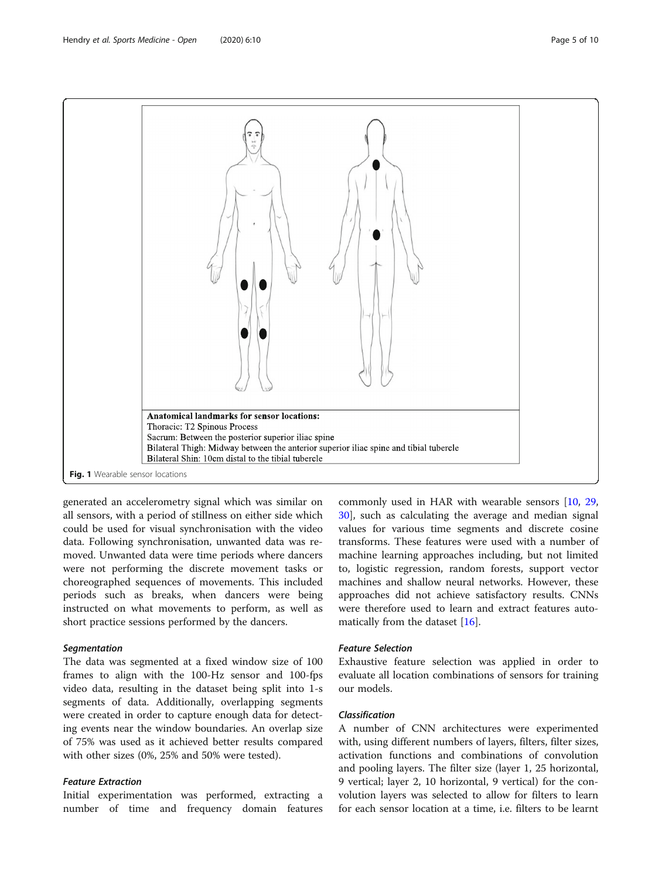Anatomical landmarks for sensor locations:

Thoracic: T2 Spinous Process

Sacrum: Between the posterior superior iliac spine

Bilateral Thigh: Midway between the anterior superior iliac spine and tibial tubercle

Bilateral Shin: 10cm distal to the tibial tubercle

**Fig. 1** Wearable sensor locations

generated an accelerometry signal which was similar on all sensors, with a period of stillness on either side which could be used for visual synchronisation with the video data. Following synchronisation, unwanted data was removed. Unwanted data were time periods where dancers were not performing the discrete movement tasks or choreographed sequences of movements. This included periods such as breaks, when dancers were being instructed on what movements to perform, as well as short practice sessions performed by the dancers.

#### *Segmentation*

The data was segmented at a fixed window size of 100 frames to align with the 100-Hz sensor and 100-fps video data, resulting in the dataset being split into 1-s segments of data. Additionally, overlapping segments were created in order to capture enough data for detecting events near the window boundaries. An overlap size of 75% was used as it achieved better results compared with other sizes (0%, 25% and 50% were tested).

#### *Feature Extraction*

Initial experimentation was performed, extracting a number of time and frequency domain features commonly used in HAR with wearable sensors [10, 29, 30], such as calculating the average and median signal values for various time segments and discrete cosine transforms. These features were used with a number of machine learning approaches including, but not limited to, logistic regression, random forests, support vector machines and shallow neural networks. However, these approaches did not achieve satisfactory results. CNNs were therefore used to learn and extract features automatically from the dataset [16].

#### *Feature Selection*

Exhaustive feature selection was applied in order to evaluate all location combinations of sensors for training our models.

#### *Classification*

A number of CNN architectures were experimented with, using different numbers of layers, filters, filter sizes, activation functions and combinations of convolution and pooling layers. The filter size (layer 1, 25 horizontal, 9 vertical; layer 2, 10 horizontal, 9 vertical) for the convolution layers was selected to allow for filters to learn for each sensor location at a time, i.e. filters to be learnt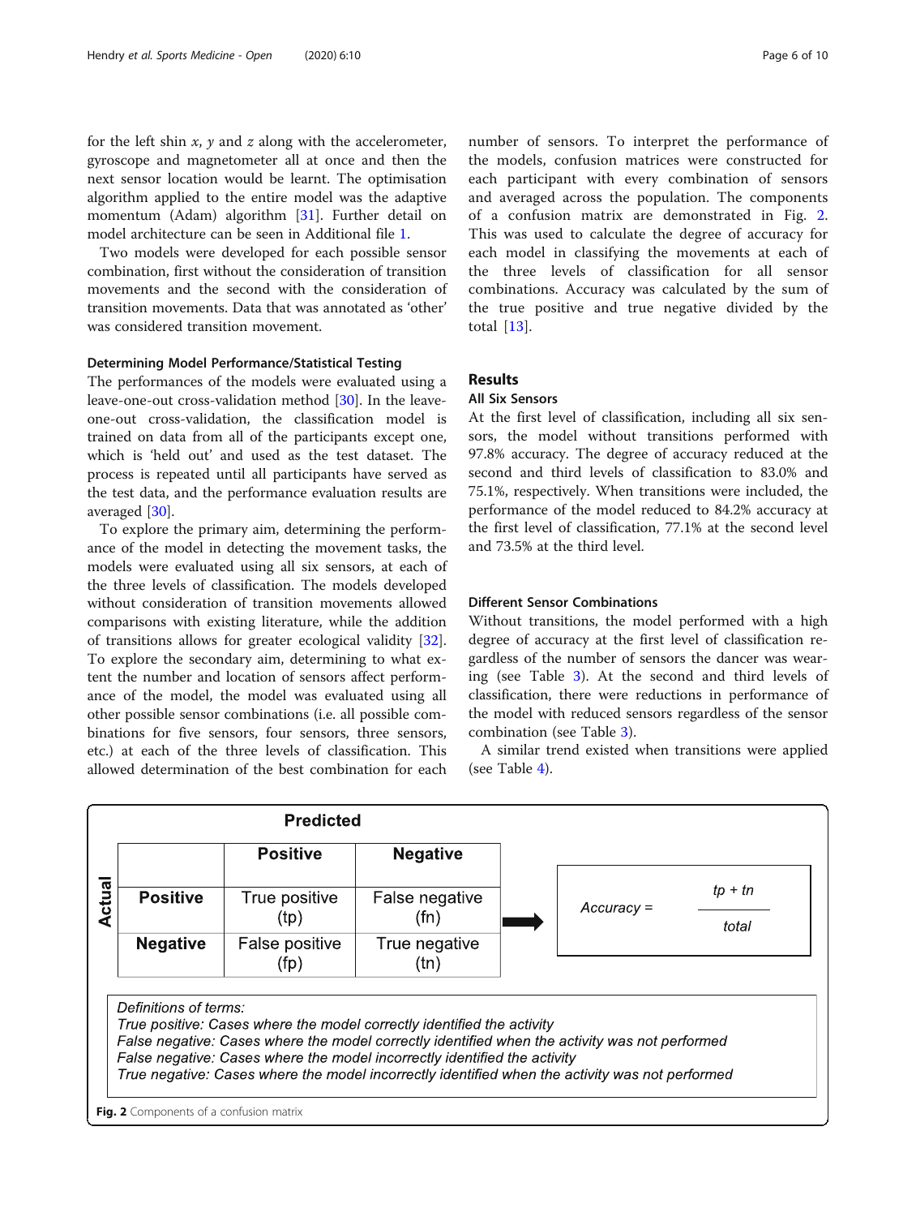for the left shin $x$, $y$ and $z$ along with the accelerometer, gyroscope and magnetometer all at once and then the next sensor location would be learnt. The optimisation algorithm applied to the entire model was the adaptive momentum (Adam) algorithm [31]. Further detail on model architecture can be seen in Additional file 1.

Two models were developed for each possible sensor combination, first without the consideration of transition movements and the second with the consideration of transition movements. Data that was annotated as 'other' was considered transition movement.

#### Determining Model Performance/Statistical Testing

The performances of the models were evaluated using a leave-one-out cross-validation method [30]. In the leave-one-out cross-validation, the classification model is trained on data from all of the participants except one, which is 'held out' and used as the test dataset. The process is repeated until all participants have served as the test data, and the performance evaluation results are averaged [30].

To explore the primary aim, determining the performance of the model in detecting the movement tasks, the models were evaluated using all six sensors, at each of the three levels of classification. The models developed without consideration of transition movements allowed comparisons with existing literature, while the addition of transitions allows for greater ecological validity [32]. To explore the secondary aim, determining to what extent the number and location of sensors affect performance of the model, the model was evaluated using all other possible sensor combinations (i.e. all possible combinations for five sensors, four sensors, three sensors, etc.) at each of the three levels of classification. This allowed determination of the best combination for each number of sensors. To interpret the performance of the models, confusion matrices were constructed for each participant with every combination of sensors and averaged across the population. The components of a confusion matrix are demonstrated in Fig. 2. This was used to calculate the degree of accuracy for each model in classifying the movements at each of the three levels of classification for all sensor combinations. Accuracy was calculated by the sum of the true positive and true negative divided by the total [13].

## Results

#### All Six Sensors

At the first level of classification, including all six sensors, the model without transitions performed with 97.8% accuracy. The degree of accuracy reduced at the second and third levels of classification to 83.0% and 75.1%, respectively. When transitions were included, the performance of the model reduced to 84.2% accuracy at the first level of classification, 77.1% at the second level and 73.5% at the third level.

#### Different Sensor Combinations

Without transitions, the model performed with a high degree of accuracy at the first level of classification regardless of the number of sensors the dancer was wearing (see Table 3). At the second and third levels of classification, there were reductions in performance of the model with reduced sensors regardless of the sensor combination (see Table 3).

A similar trend existed when transitions were applied (see Table 4).

| | | Predicted | |
|---|---|---|---|
| | | **Positive** | **Negative** |
| **Actual** | **Positive** | True positive (tp) | False negative (fn) |
| | **Negative** | False positive (fp) | True negative (tn) |

$$\text{Accuracy} = \frac{tp + tn}{total}$$

*Definitions of terms:*
*True positive: Cases where the model correctly identified the activity*
*False negative: Cases where the model correctly identified when the activity was not performed*
*False negative: Cases where the model incorrectly identified the activity*
*True negative: Cases where the model incorrectly identified when the activity was not performed*

**Fig. 2** Components of a confusion matrix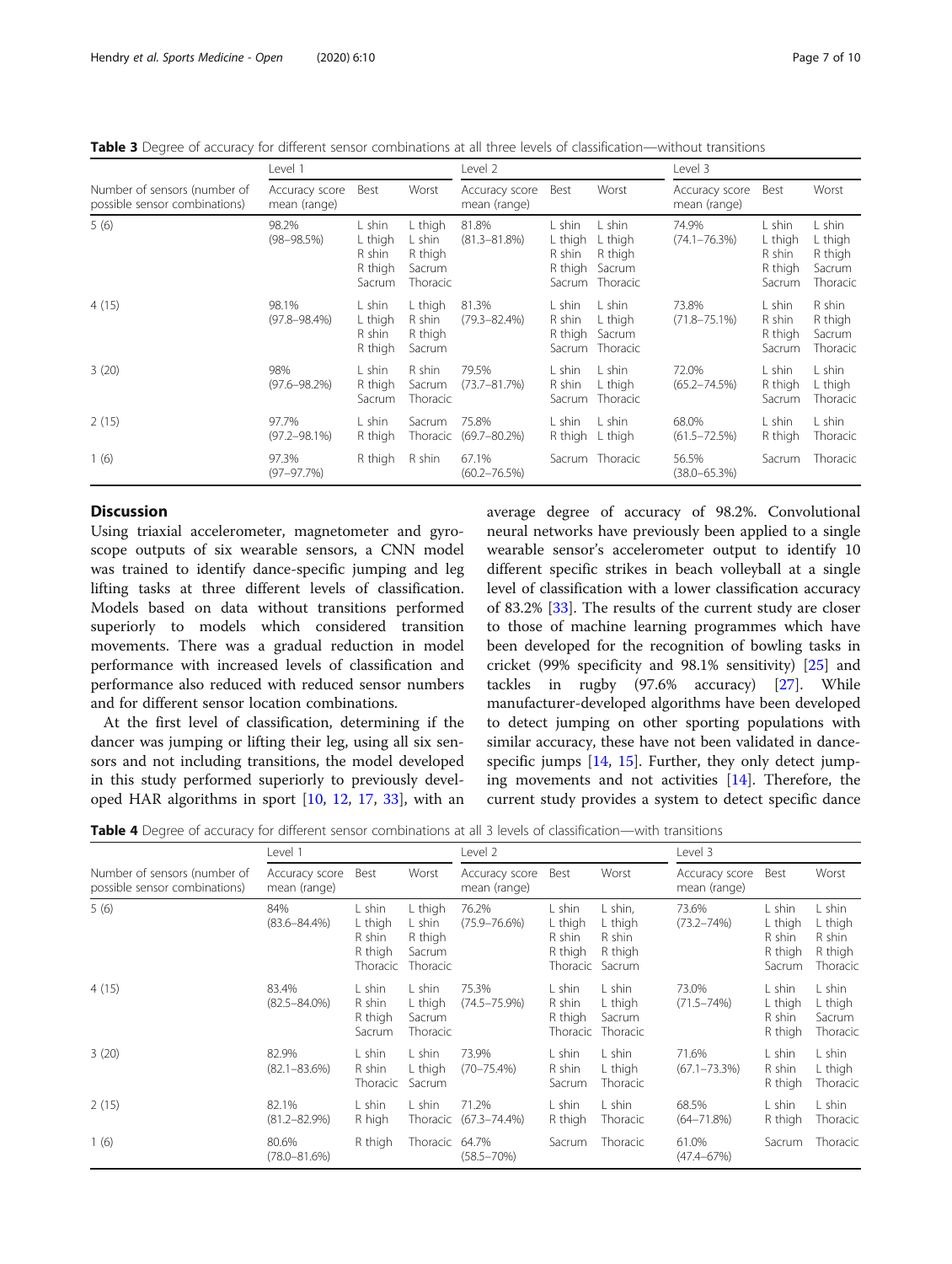**Table 3** Degree of accuracy for different sensor combinations at all three levels of classification—without transitions

| Number of sensors (number of possible sensor combinations) | Level 1 | | | Level 2 | | | Level 3 | | |
|---|---|---|---|---|---|---|---|---|---|
| | Accuracy score mean (range) | Best | Worst | Accuracy score mean (range) | Best | Worst | Accuracy score mean (range) | Best | Worst |
| 5 (6) | 98.2% (98–98.5%) | L shin L thigh R shin R thigh Sacrum | L thigh L shin R thigh Sacrum Thoracic | 81.8% (81.3–81.8%) | L shin L thigh R shin R thigh Sacrum | L shin L thigh R thigh Sacrum Thoracic | 74.9% (74.1–76.3%) | L shin L thigh R shin R thigh Sacrum | L shin L thigh R thigh Sacrum Thoracic |
| 4 (15) | 98.1% (97.8–98.4%) | L shin L thigh R shin R thigh | L thigh R shin R thigh Sacrum | 81.3% (79.3–82.4%) | L shin R shin R thigh Sacrum | L shin L thigh Sacrum Thoracic | 73.8% (71.8–75.1%) | L shin R shin R thigh Sacrum | R shin R thigh Sacrum Thoracic |
| 3 (20) | 98% (97.6–98.2%) | L shin R thigh Sacrum | R shin Sacrum Thoracic | 79.5% (73.7–81.7%) | L shin R shin Sacrum | L shin L thigh Thoracic | 72.0% (65.2–74.5%) | L shin R thigh Sacrum | L shin L thigh Thoracic |
| 2 (15) | 97.7% (97.2–98.1%) | L shin R thigh | Sacrum Thoracic | 75.8% (69.7–80.2%) | L shin R thigh | L shin L thigh | 68.0% (61.5–72.5%) | L shin R thigh | L shin Thoracic |
| 1 (6) | 97.3% (97–97.7%) | R thigh | R shin | 67.1% (60.2–76.5%) | Sacrum | Thoracic | 56.5% (38.0–65.3%) | Sacrum | Thoracic |

## Discussion

Using triaxial accelerometer, magnetometer and gyroscope outputs of six wearable sensors, a CNN model was trained to identify dance-specific jumping and leg lifting tasks at three different levels of classification. Models based on data without transitions performed superiorly to models which considered transition movements. There was a gradual reduction in model performance with increased levels of classification and performance also reduced with reduced sensor numbers and for different sensor location combinations.

At the first level of classification, determining if the dancer was jumping or lifting their leg, using all six sensors and not including transitions, the model developed in this study performed superiorly to previously developed HAR algorithms in sport [10, 12, 17, 33], with an average degree of accuracy of 98.2%. Convolutional neural networks have previously been applied to a single wearable sensor's accelerometer output to identify 10 different specific strikes in beach volleyball at a single level of classification with a lower classification accuracy of 83.2% [33]. The results of the current study are closer to those of machine learning programmes which have been developed for the recognition of bowling tasks in cricket (99% specificity and 98.1% sensitivity) [25] and tackles in rugby (97.6% accuracy) [27]. While manufacturer-developed algorithms have been developed to detect jumping on other sporting populations with similar accuracy, these have not been validated in dance-specific jumps [14, 15]. Further, they only detect jumping movements and not activities [14]. Therefore, the current study provides a system to detect specific dance

**Table 4** Degree of accuracy for different sensor combinations at all 3 levels of classification—with transitions

| Number of sensors (number of possible sensor combinations) | Level 1 | | | Level 2 | | | Level 3 | | |
|---|---|---|---|---|---|---|---|---|---|
| | Accuracy score mean (range) | Best | Worst | Accuracy score mean (range) | Best | Worst | Accuracy score mean (range) | Best | Worst |
| 5 (6) | 84% (83.6–84.4%) | L shin L thigh R shin R thigh Thoracic | L thigh L shin R thigh Sacrum Thoracic | 76.2% (75.9–76.6%) | L shin L thigh R shin R thigh Thoracic | L shin, L thigh R shin R thigh Sacrum | 73.6% (73.2–74%) | L shin L thigh R shin R thigh Sacrum | L shin L thigh R shin R thigh Thoracic |
| 4 (15) | 83.4% (82.5–84.0%) | L shin R shin R thigh Sacrum | L shin L thigh Sacrum Thoracic | 75.3% (74.5–75.9%) | L shin R shin R thigh Thoracic | L shin L thigh Sacrum Thoracic | 73.0% (71.5–74%) | L shin L thigh R shin R thigh | L shin L thigh Sacrum Thoracic |
| 3 (20) | 82.9% (82.1–83.6%) | L shin R shin Thoracic | L shin L thigh Sacrum | 73.9% (70–75.4%) | L shin R shin Sacrum | L shin L thigh Thoracic | 71.6% (67.1–73.3%) | L shin R shin R thigh | L shin L thigh Thoracic |
| 2 (15) | 82.1% (81.2–82.9%) | L shin R high | L shin Thoracic | 71.2% (67.3–74.4%) | L shin R thigh | L shin Thoracic | 68.5% (64–71.8%) | L shin R thigh | L shin Thoracic |
| 1 (6) | 80.6% (78.0–81.6%) | R thigh | Thoracic | 64.7% (58.5–70%) | Sacrum | Thoracic | 61.0% (47.4–67%) | Sacrum | Thoracic |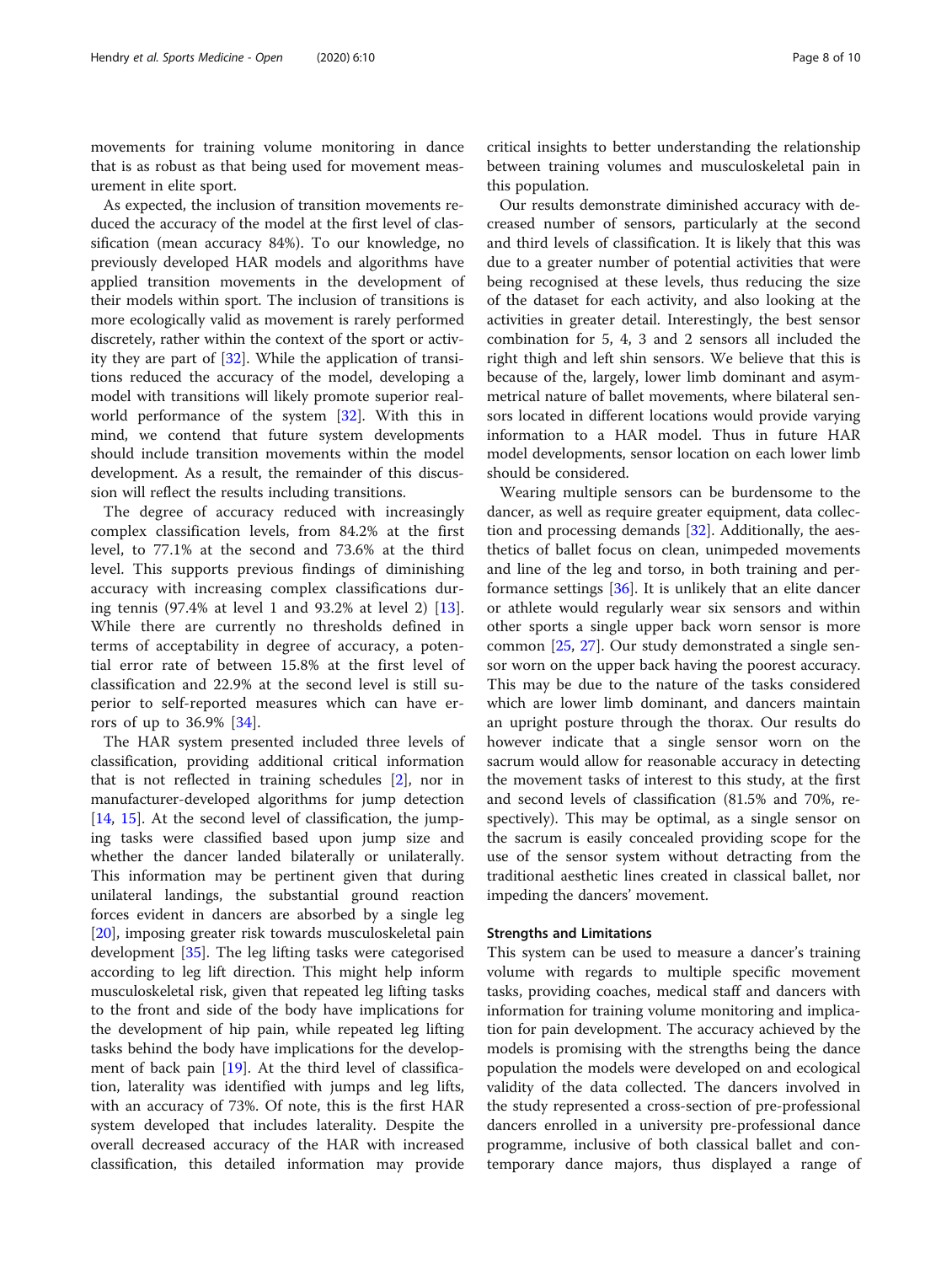movements for training volume monitoring in dance that is as robust as that being used for movement measurement in elite sport.

As expected, the inclusion of transition movements reduced the accuracy of the model at the first level of classification (mean accuracy 84%). To our knowledge, no previously developed HAR models and algorithms have applied transition movements in the development of their models within sport. The inclusion of transitions is more ecologically valid as movement is rarely performed discretely, rather within the context of the sport or activity they are part of [32]. While the application of transitions reduced the accuracy of the model, developing a model with transitions will likely promote superior real-world performance of the system [32]. With this in mind, we contend that future system developments should include transition movements within the model development. As a result, the remainder of this discussion will reflect the results including transitions.

The degree of accuracy reduced with increasingly complex classification levels, from 84.2% at the first level, to 77.1% at the second and 73.6% at the third level. This supports previous findings of diminishing accuracy with increasing complex classifications during tennis (97.4% at level 1 and 93.2% at level 2) [13]. While there are currently no thresholds defined in terms of acceptability in degree of accuracy, a potential error rate of between 15.8% at the first level of classification and 22.9% at the second level is still superior to self-reported measures which can have errors of up to 36.9% [34].

The HAR system presented included three levels of classification, providing additional critical information that is not reflected in training schedules [2], nor in manufacturer-developed algorithms for jump detection [14, 15]. At the second level of classification, the jumping tasks were classified based upon jump size and whether the dancer landed bilaterally or unilaterally. This information may be pertinent given that during unilateral landings, the substantial ground reaction forces evident in dancers are absorbed by a single leg [20], imposing greater risk towards musculoskeletal pain development [35]. The leg lifting tasks were categorised according to leg lift direction. This might help inform musculoskeletal risk, given that repeated leg lifting tasks to the front and side of the body have implications for the development of hip pain, while repeated leg lifting tasks behind the body have implications for the development of back pain [19]. At the third level of classification, laterality was identified with jumps and leg lifts, with an accuracy of 73%. Of note, this is the first HAR system developed that includes laterality. Despite the overall decreased accuracy of the HAR with increased classification, this detailed information may provide critical insights to better understanding the relationship between training volumes and musculoskeletal pain in this population.

Our results demonstrate diminished accuracy with decreased number of sensors, particularly at the second and third levels of classification. It is likely that this was due to a greater number of potential activities that were being recognised at these levels, thus reducing the size of the dataset for each activity, and also looking at the activities in greater detail. Interestingly, the best sensor combination for 5, 4, 3 and 2 sensors all included the right thigh and left shin sensors. We believe that this is because of the, largely, lower limb dominant and asymmetrical nature of ballet movements, where bilateral sensors located in different locations would provide varying information to a HAR model. Thus in future HAR model developments, sensor location on each lower limb should be considered.

Wearing multiple sensors can be burdensome to the dancer, as well as require greater equipment, data collection and processing demands [32]. Additionally, the aesthetics of ballet focus on clean, unimpeded movements and line of the leg and torso, in both training and performance settings [36]. It is unlikely that an elite dancer or athlete would regularly wear six sensors and within other sports a single upper back worn sensor is more common [25, 27]. Our study demonstrated a single sensor worn on the upper back having the poorest accuracy. This may be due to the nature of the tasks considered which are lower limb dominant, and dancers maintain an upright posture through the thorax. Our results do however indicate that a single sensor worn on the sacrum would allow for reasonable accuracy in detecting the movement tasks of interest to this study, at the first and second levels of classification (81.5% and 70%, respectively). This may be optimal, as a single sensor on the sacrum is easily concealed providing scope for the use of the sensor system without detracting from the traditional aesthetic lines created in classical ballet, nor impeding the dancers' movement.

### Strengths and Limitations

This system can be used to measure a dancer's training volume with regards to multiple specific movement tasks, providing coaches, medical staff and dancers with information for training volume monitoring and implication for pain development. The accuracy achieved by the models is promising with the strengths being the dance population the models were developed on and ecological validity of the data collected. The dancers involved in the study represented a cross-section of pre-professional dancers enrolled in a university pre-professional dance programme, inclusive of both classical ballet and contemporary dance majors, thus displayed a range of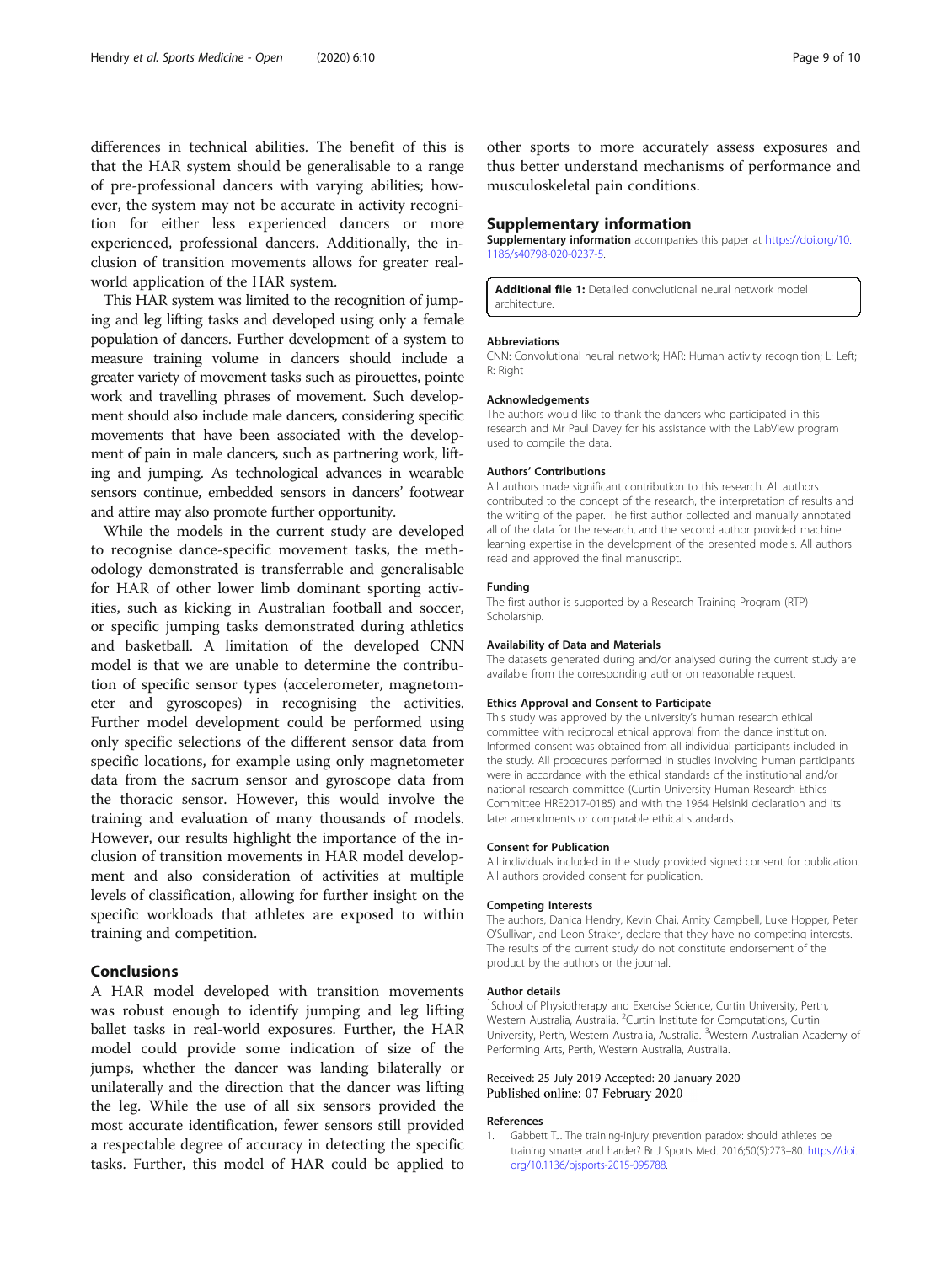differences in technical abilities. The benefit of this is that the HAR system should be generalisable to a range of pre-professional dancers with varying abilities; however, the system may not be accurate in activity recognition for either less experienced dancers or more experienced, professional dancers. Additionally, the inclusion of transition movements allows for greater real-world application of the HAR system.

This HAR system was limited to the recognition of jumping and leg lifting tasks and developed using only a female population of dancers. Further development of a system to measure training volume in dancers should include a greater variety of movement tasks such as pirouettes, pointe work and travelling phrases of movement. Such development should also include male dancers, considering specific movements that have been associated with the development of pain in male dancers, such as partnering work, lifting and jumping. As technological advances in wearable sensors continue, embedded sensors in dancers' footwear and attire may also promote further opportunity.

While the models in the current study are developed to recognise dance-specific movement tasks, the methodology demonstrated is transferrable and generalisable for HAR of other lower limb dominant sporting activities, such as kicking in Australian football and soccer, or specific jumping tasks demonstrated during athletics and basketball. A limitation of the developed CNN model is that we are unable to determine the contribution of specific sensor types (accelerometer, magnetometer and gyroscopes) in recognising the activities. Further model development could be performed using only specific selections of the different sensor data from specific locations, for example using only magnetometer data from the sacrum sensor and gyroscope data from the thoracic sensor. However, this would involve the training and evaluation of many thousands of models. However, our results highlight the importance of the inclusion of transition movements in HAR model development and also consideration of activities at multiple levels of classification, allowing for further insight on the specific workloads that athletes are exposed to within training and competition.

## Conclusions

A HAR model developed with transition movements was robust enough to identify jumping and leg lifting ballet tasks in real-world exposures. Further, the HAR model could provide some indication of size of the jumps, whether the dancer was landing bilaterally or unilaterally and the direction that the dancer was lifting the leg. While the use of all six sensors provided the most accurate identification, fewer sensors still provided a respectable degree of accuracy in detecting the specific tasks. Further, this model of HAR could be applied to other sports to more accurately assess exposures and thus better understand mechanisms of performance and musculoskeletal pain conditions.

## Supplementary information

**Supplementary information** accompanies this paper at https://doi.org/10.1186/s40798-020-0237-5.

**Additional file 1:** Detailed convolutional neural network model architecture.

#### Abbreviations

CNN: Convolutional neural network; HAR: Human activity recognition; L: Left; R: Right

#### Acknowledgements

The authors would like to thank the dancers who participated in this research and Mr Paul Davey for his assistance with the LabView program used to compile the data.

#### Authors' Contributions

All authors made significant contribution to this research. All authors contributed to the concept of the research, the interpretation of results and the writing of the paper. The first author collected and manually annotated all of the data for the research, and the second author provided machine learning expertise in the development of the presented models. All authors read and approved the final manuscript.

#### Funding

The first author is supported by a Research Training Program (RTP) Scholarship.

#### Availability of Data and Materials

The datasets generated during and/or analysed during the current study are available from the corresponding author on reasonable request.

#### Ethics Approval and Consent to Participate

This study was approved by the university's human research ethical committee with reciprocal ethical approval from the dance institution. Informed consent was obtained from all individual participants included in the study. All procedures performed in studies involving human participants were in accordance with the ethical standards of the institutional and/or national research committee (Curtin University Human Research Ethics Committee HRE2017-0185) and with the 1964 Helsinki declaration and its later amendments or comparable ethical standards.

#### Consent for Publication

All individuals included in the study provided signed consent for publication. All authors provided consent for publication.

#### Competing Interests

The authors, Danica Hendry, Kevin Chai, Amity Campbell, Luke Hopper, Peter O'Sullivan, and Leon Straker, declare that they have no competing interests. The results of the current study do not constitute endorsement of the product by the authors or the journal.

#### Author details

[1]School of Physiotherapy and Exercise Science, Curtin University, Perth, Western Australia, Australia. [2]Curtin Institute for Computations, Curtin University, Perth, Western Australia, Australia. [3]Western Australian Academy of Performing Arts, Perth, Western Australia, Australia.

Received: 25 July 2019 Accepted: 20 January 2020
Published online: 07 February 2020

#### References

1. Gabbett TJ. The training-injury prevention paradox: should athletes be training smarter and harder? Br J Sports Med. 2016;50(5):273–80. https://doi.org/10.1136/bjsports-2015-095788.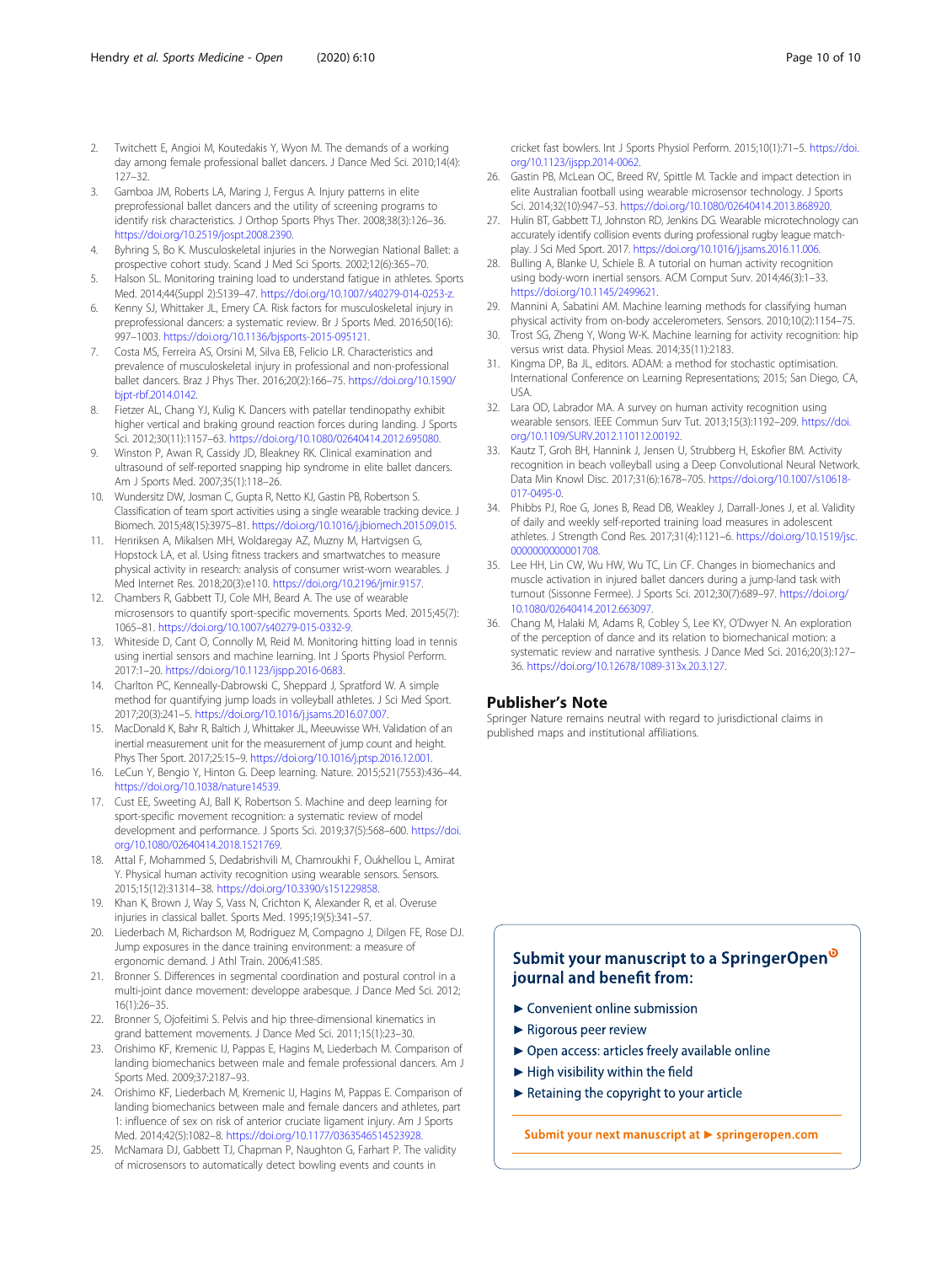2. Twitchett E, Angioi M, Koutedakis Y, Wyon M. The demands of a working day among female professional ballet dancers. J Dance Med Sci. 2010;14(4): 127–32.
3. Gamboa JM, Roberts LA, Maring J, Fergus A. Injury patterns in elite preprofessional ballet dancers and the utility of screening programs to identify risk characteristics. J Orthop Sports Phys Ther. 2008;38(3):126–36. https://doi.org/10.2519/jospt.2008.2390.
4. Byhring S, Bo K. Musculoskeletal injuries in the Norwegian National Ballet: a prospective cohort study. Scand J Med Sci Sports. 2002;12(6):365–70.
5. Halson SL. Monitoring training load to understand fatigue in athletes. Sports Med. 2014;44(Suppl 2):S139–47. https://doi.org/10.1007/s40279-014-0253-z.
6. Kenny SJ, Whittaker JL, Emery CA. Risk factors for musculoskeletal injury in preprofessional dancers: a systematic review. Br J Sports Med. 2016;50(16): 997–1003. https://doi.org/10.1136/bjsports-2015-095121.
7. Costa MS, Ferreira AS, Orsini M, Silva EB, Felicio LR. Characteristics and prevalence of musculoskeletal injury in professional and non-professional ballet dancers. Braz J Phys Ther. 2016;20(2):166–75. https://doi.org/10.1590/bjpt-rbf.2014.0142.
8. Fietzer AL, Chang YJ, Kulig K. Dancers with patellar tendinopathy exhibit higher vertical and braking ground reaction forces during landing. J Sports Sci. 2012;30(11):1157–63. https://doi.org/10.1080/02640414.2012.695080.
9. Winston P, Awan R, Cassidy JD, Bleakney RK. Clinical examination and ultrasound of self-reported snapping hip syndrome in elite ballet dancers. Am J Sports Med. 2007;35(1):118–26.
10. Wundersitz DW, Josman C, Gupta R, Netto KJ, Gastin PB, Robertson S. Classification of team sport activities using a single wearable tracking device. J Biomech. 2015;48(15):3975–81. https://doi.org/10.1016/j.jbiomech.2015.09.015.
11. Henriksen A, Mikalsen MH, Woldaregay AZ, Muzny M, Hartvigsen G, Hopstock LA, et al. Using fitness trackers and smartwatches to measure physical activity in research: analysis of consumer wrist-worn wearables. J Med Internet Res. 2018;20(3):e110. https://doi.org/10.2196/jmir.9157.
12. Chambers R, Gabbett TJ, Cole MH, Beard A. The use of wearable microsensors to quantify sport-specific movements. Sports Med. 2015;45(7): 1065–81. https://doi.org/10.1007/s40279-015-0332-9.
13. Whiteside D, Cant O, Connolly M, Reid M. Monitoring hitting load in tennis using inertial sensors and machine learning. Int J Sports Physiol Perform. 2017:1–20. https://doi.org/10.1123/ijspp.2016-0683.
14. Charlton PC, Kenneally-Dabrowski C, Sheppard J, Spratford W. A simple method for quantifying jump loads in volleyball athletes. J Sci Med Sport. 2017;20(3):241–5. https://doi.org/10.1016/j.jsams.2016.07.007.
15. MacDonald K, Bahr R, Baltich J, Whittaker JL, Meeuwisse WH. Validation of an inertial measurement unit for the measurement of jump count and height. Phys Ther Sport. 2017;25:15–9. https://doi.org/10.1016/j.ptsp.2016.12.001.
16. LeCun Y, Bengio Y, Hinton G. Deep learning. Nature. 2015;521(7553):436–44. https://doi.org/10.1038/nature14539.
17. Cust EE, Sweeting AJ, Ball K, Robertson S. Machine and deep learning for sport-specific movement recognition: a systematic review of model development and performance. J Sports Sci. 2019;37(5):568–600. https://doi.org/10.1080/02640414.2018.1521769.
18. Attal F, Mohammed S, Dedabrishvili M, Chamroukhi F, Oukhellou L, Amirat Y. Physical human activity recognition using wearable sensors. Sensors. 2015;15(12):31314–38. https://doi.org/10.3390/s151229858.
19. Khan K, Brown J, Way S, Vass N, Crichton K, Alexander R, et al. Overuse injuries in classical ballet. Sports Med. 1995;19(5):341–57.
20. Liederbach M, Richardson M, Rodriguez M, Compagno J, Dilgen FE, Rose DJ. Jump exposures in the dance training environment: a measure of ergonomic demand. J Athl Train. 2006;41:S85.
21. Bronner S. Differences in segmental coordination and postural control in a multi-joint dance movement: developpe arabesque. J Dance Med Sci. 2012; 16(1):26–35.
22. Bronner S, Ojofeitimi S. Pelvis and hip three-dimensional kinematics in grand battement movements. J Dance Med Sci. 2011;15(1):23–30.
23. Orishimo KF, Kremenic IJ, Pappas E, Hagins M, Liederbach M. Comparison of landing biomechanics between male and female professional dancers. Am J Sports Med. 2009;37:2187–93.
24. Orishimo KF, Liederbach M, Kremenic IJ, Hagins M, Pappas E. Comparison of landing biomechanics between male and female dancers and athletes, part 1: influence of sex on risk of anterior cruciate ligament injury. Am J Sports Med. 2014;42(5):1082–8. https://doi.org/10.1177/0363546514523928.
25. McNamara DJ, Gabbett TJ, Chapman P, Naughton G, Farhart P. The validity of microsensors to automatically detect bowling events and counts in cricket fast bowlers. Int J Sports Physiol Perform. 2015;10(1):71–5. https://doi.org/10.1123/ijspp.2014-0062.
26. Gastin PB, McLean OC, Breed RV, Spittle M. Tackle and impact detection in elite Australian football using wearable microsensor technology. J Sports Sci. 2014;32(10):947–53. https://doi.org/10.1080/02640414.2013.868920.
27. Hulin BT, Gabbett TJ, Johnston RD, Jenkins DG. Wearable microtechnology can accurately identify collision events during professional rugby league match-play. J Sci Med Sport. 2017. https://doi.org/10.1016/j.jsams.2016.11.006.
28. Bulling A, Blanke U, Schiele B. A tutorial on human activity recognition using body-worn inertial sensors. ACM Comput Surv. 2014;46(3):1–33. https://doi.org/10.1145/2499621.
29. Mannini A, Sabatini AM. Machine learning methods for classifying human physical activity from on-body accelerometers. Sensors. 2010;10(2):1154–75.
30. Trost SG, Zheng Y, Wong W-K. Machine learning for activity recognition: hip versus wrist data. Physiol Meas. 2014;35(11):2183.
31. Kingma DP, Ba JL, editors. ADAM: a method for stochastic optimisation. International Conference on Learning Representations; 2015; San Diego, CA, USA.
32. Lara OD, Labrador MA. A survey on human activity recognition using wearable sensors. IEEE Commun Surv Tut. 2013;15(3):1192–209. https://doi.org/10.1109/SURV.2012.110112.00192.
33. Kautz T, Groh BH, Hannink J, Jensen U, Strubberg H, Eskofier BM. Activity recognition in beach volleyball using a Deep Convolutional Neural Network. Data Min Knowl Disc. 2017;31(6):1678–705. https://doi.org/10.1007/s10618-017-0495-0.
34. Phibbs PJ, Roe G, Jones B, Read DB, Weakley J, Darrall-Jones J, et al. Validity of daily and weekly self-reported training load measures in adolescent athletes. J Strength Cond Res. 2017;31(4):1121–6. https://doi.org/10.1519/jsc.0000000000001708.
35. Lee HH, Lin CW, Wu HW, Wu TC, Lin CF. Changes in biomechanics and muscle activation in injured ballet dancers during a jump-land task with turnout (Sissonne Fermee). J Sports Sci. 2012;30(7):689–97. https://doi.org/10.1080/02640414.2012.663097.
36. Chang M, Halaki M, Adams R, Cobley S, Lee KY, O'Dwyer N. An exploration of the perception of dance and its relation to biomechanical motion: a systematic review and narrative synthesis. J Dance Med Sci. 2016;20(3):127–36. https://doi.org/10.12678/1089-313x.20.3.127.

## Publisher's Note

Springer Nature remains neutral with regard to jurisdictional claims in published maps and institutional affiliations.

**Submit your manuscript to a SpringerOpen journal and benefit from:**

- ► Convenient online submission
- ► Rigorous peer review
- ► Open access: articles freely available online
- ► High visibility within the field
- ► Retaining the copyright to your article

**Submit your next manuscript at ► springeropen.com**